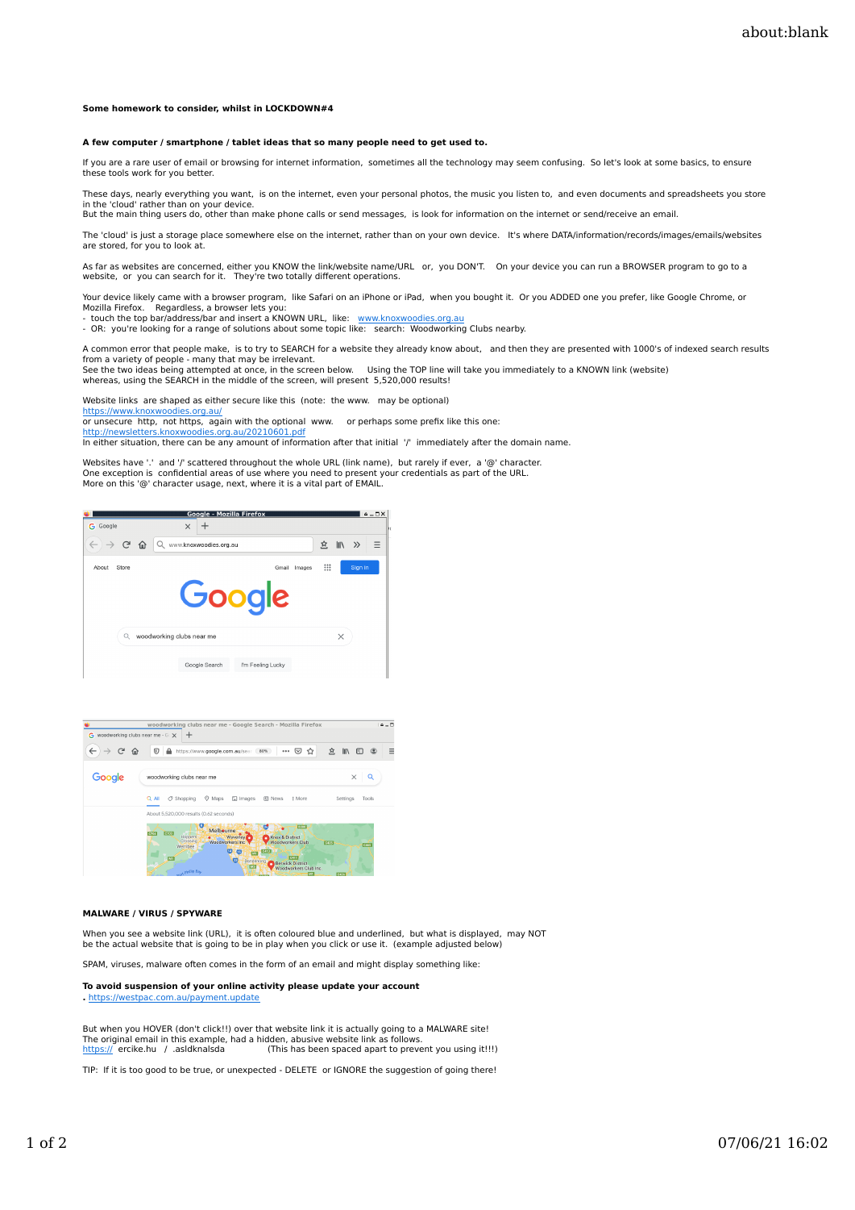**Some homework to consider, whilst in LOCKDOWN#4**

**A few computer / smartphone / tablet ideas that so many people need to get used to.**

If you are a rare user of email or browsing for internet information, sometimes all the technology may seem confusing. So let's look at some basics, to ensure these tools work for you better.

These days, nearly everything you want, is on the internet, even your personal photos, the music you listen to, and even documents and spreadsheets you store in the 'cloud' rather than on your device.
But the main thing users do, other than make phone calls or send messages, is look for information on the internet or send/receive an email.

The 'cloud' is just a storage place somewhere else on the internet, rather than on your own device. It's where DATA/information/records/images/emails/websites are stored, for you to look at.

As far as websites are concerned, either you KNOW the link/website name/URL or, you DON'T. On your device you can run a BROWSER program to go to a website, or you can search for it. They're two totally different operations.

Your device likely came with a browser program, like Safari on an iPhone or iPad, when you bought it. Or you ADDED one you prefer, like Google Chrome, or Mozilla Firefox. Regardless, a browser lets you:
- touch the top bar/address/bar and insert a KNOWN URL, like: www.knoxwoodies.org.au
- OR: you're looking for a range of solutions about some topic like: search: Woodworking Clubs nearby.

A common error that people make, is to try to SEARCH for a website they already know about, and then they are presented with 1000's of indexed search results from a variety of people - many that may be irrelevant.
See the two ideas being attempted at once, in the screen below. Using the TOP line will take you immediately to a KNOWN link (website) whereas, using the SEARCH in the middle of the screen, will present 5,520,000 results!

Website links are shaped as either secure like this (note: the www. may be optional)
https://www.knoxwoodies.org.au/
or unsecure http, not https, again with the optional www. or perhaps some prefix like this one:
http://newsletters.knoxwoodies.org.au/20210601.pdf
In either situation, there can be any amount of information after that initial '/' immediately after the domain name.

Websites have '.' and '/' scattered throughout the whole URL (link name), but rarely if ever, a '@' character.
One exception is confidential areas of use where you need to present your credentials as part of the URL.
More on this '@' character usage, next, where it is a vital part of EMAIL.

**MALWARE / VIRUS / SPYWARE**

When you see a website link (URL), it is often coloured blue and underlined, but what is displayed, may NOT be the actual website that is going to be in play when you click or use it. (example adjusted below)

SPAM, viruses, malware often comes in the form of an email and might display something like:

**To avoid suspension of your online activity please update your account**
**.** https://westpac.com.au/payment.update

But when you HOVER (don't click!!) over that website link it is actually going to a MALWARE site!
The original email in this example, had a hidden, abusive website link as follows.
https:// ercike.hu / .asldknalsda (This has been spaced apart to prevent you using it!!!)

TIP: If it is too good to be true, or unexpected - DELETE or IGNORE the suggestion of going there!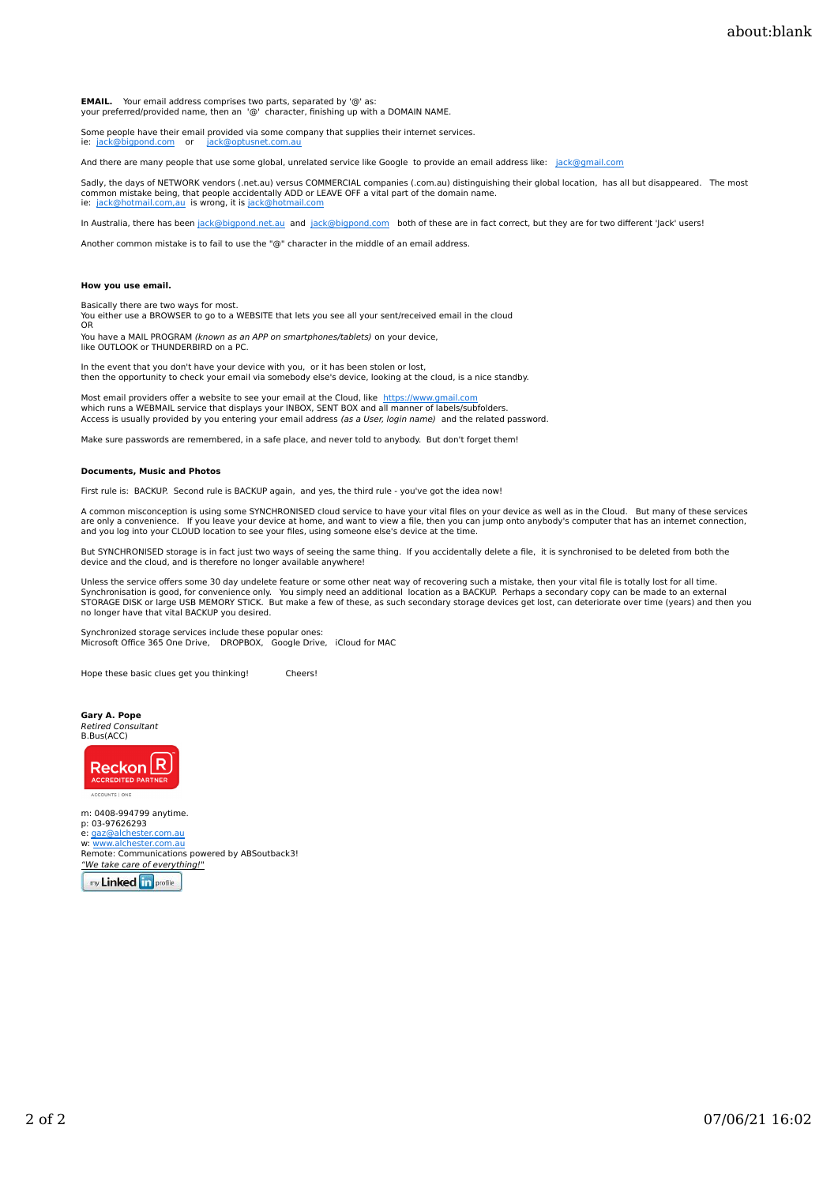**EMAIL.** Your email address comprises two parts, separated by '@' as:
your preferred/provided name, then an '@' character, finishing up with a DOMAIN NAME.

Some people have their email provided via some company that supplies their internet services.
ie: jack@bigpond.com or jack@optusnet.com.au

And there are many people that use some global, unrelated service like Google to provide an email address like: jack@gmail.com

Sadly, the days of NETWORK vendors (.net.au) versus COMMERCIAL companies (.com.au) distinguishing their global location, has all but disappeared. The most common mistake being, that people accidentally ADD or LEAVE OFF a vital part of the domain name.
ie: jack@hotmail.com,au is wrong, it is jack@hotmail.com

In Australia, there has been jack@bigpond.net.au and jack@bigpond.com both of these are in fact correct, but they are for two different 'Jack' users!

Another common mistake is to fail to use the "@" character in the middle of an email address.

**How you use email.**

Basically there are two ways for most.
You either use a BROWSER to go to a WEBSITE that lets you see all your sent/received email in the cloud
OR
You have a MAIL PROGRAM *(known as an APP on smartphones/tablets)* on your device,
like OUTLOOK or THUNDERBIRD on a PC.

In the event that you don't have your device with you, or it has been stolen or lost,
then the opportunity to check your email via somebody else's device, looking at the cloud, is a nice standby.

Most email providers offer a website to see your email at the Cloud, like https://www.gmail.com
which runs a WEBMAIL service that displays your INBOX, SENT BOX and all manner of labels/subfolders.
Access is usually provided by you entering your email address *(as a User, login name)* and the related password.

Make sure passwords are remembered, in a safe place, and never told to anybody. But don't forget them!

**Documents, Music and Photos**

First rule is: BACKUP. Second rule is BACKUP again, and yes, the third rule - you've got the idea now!

A common misconception is using some SYNCHRONISED cloud service to have your vital files on your device as well as in the Cloud. But many of these services are only a convenience. If you leave your device at home, and want to view a file, then you can jump onto anybody's computer that has an internet connection, and you log into your CLOUD location to see your files, using someone else's device at the time.

But SYNCHRONISED storage is in fact just two ways of seeing the same thing. If you accidentally delete a file, it is synchronised to be deleted from both the device and the cloud, and is therefore no longer available anywhere!

Unless the service offers some 30 day undelete feature or some other neat way of recovering such a mistake, then your vital file is totally lost for all time. Synchronisation is good, for convenience only. You simply need an additional location as a BACKUP. Perhaps a secondary copy can be made to an external STORAGE DISK or large USB MEMORY STICK. But make a few of these, as such secondary storage devices get lost, can deteriorate over time (years) and then you no longer have that vital BACKUP you desired.

Synchronized storage services include these popular ones:
Microsoft Office 365 One Drive, DROPBOX, Google Drive, iCloud for MAC

Hope these basic clues get you thinking! Cheers!

**Gary A. Pope**
*Retired Consultant*
B.Bus(ACC)

Reckon R
ACCREDITED PARTNER
ACCOUNTS | ONE

m: 0408-994799 anytime.
p: 03-97626293
e: gaz@alchester.com.au
w: www.alchester.com.au
Remote: Communications powered by ABSoutback3!
*"We take care of everything!"*

my Linked in profile